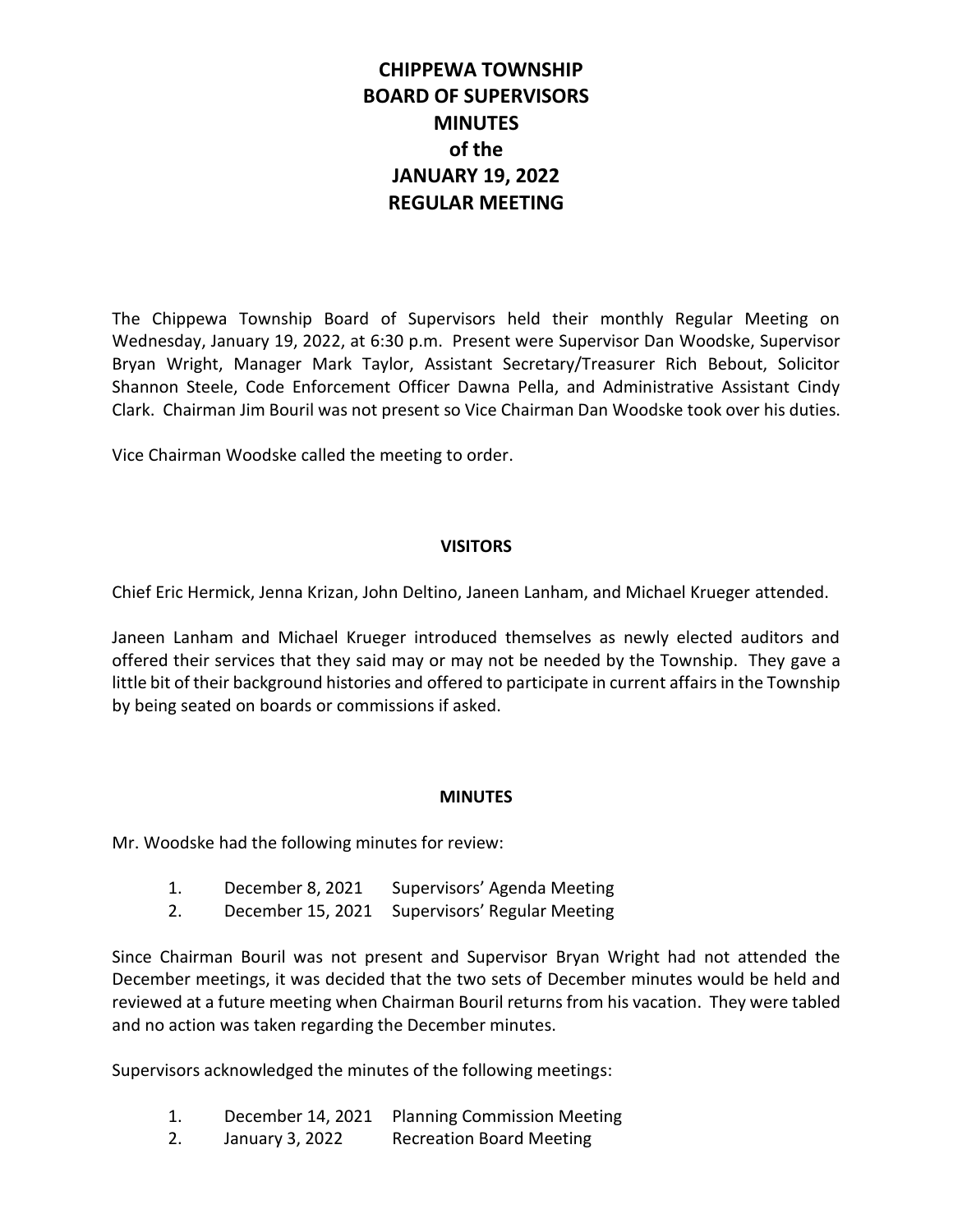# CHIPPEWA TOWNSHIP
# BOARD OF SUPERVISORS
# MINUTES
# of the
# JANUARY 19, 2022
# REGULAR MEETING

The Chippewa Township Board of Supervisors held their monthly Regular Meeting on Wednesday, January 19, 2022, at 6:30 p.m. Present were Supervisor Dan Woodske, Supervisor Bryan Wright, Manager Mark Taylor, Assistant Secretary/Treasurer Rich Bebout, Solicitor Shannon Steele, Code Enforcement Officer Dawna Pella, and Administrative Assistant Cindy Clark. Chairman Jim Bouril was not present so Vice Chairman Dan Woodske took over his duties.

Vice Chairman Woodske called the meeting to order.

## VISITORS

Chief Eric Hermick, Jenna Krizan, John Deltino, Janeen Lanham, and Michael Krueger attended.

Janeen Lanham and Michael Krueger introduced themselves as newly elected auditors and offered their services that they said may or may not be needed by the Township. They gave a little bit of their background histories and offered to participate in current affairs in the Township by being seated on boards or commissions if asked.

## MINUTES

Mr. Woodske had the following minutes for review:

1. December 8, 2021 Supervisors' Agenda Meeting
2. December 15, 2021 Supervisors' Regular Meeting

Since Chairman Bouril was not present and Supervisor Bryan Wright had not attended the December meetings, it was decided that the two sets of December minutes would be held and reviewed at a future meeting when Chairman Bouril returns from his vacation. They were tabled and no action was taken regarding the December minutes.

Supervisors acknowledged the minutes of the following meetings:

1. December 14, 2021 Planning Commission Meeting
2. January 3, 2022 Recreation Board Meeting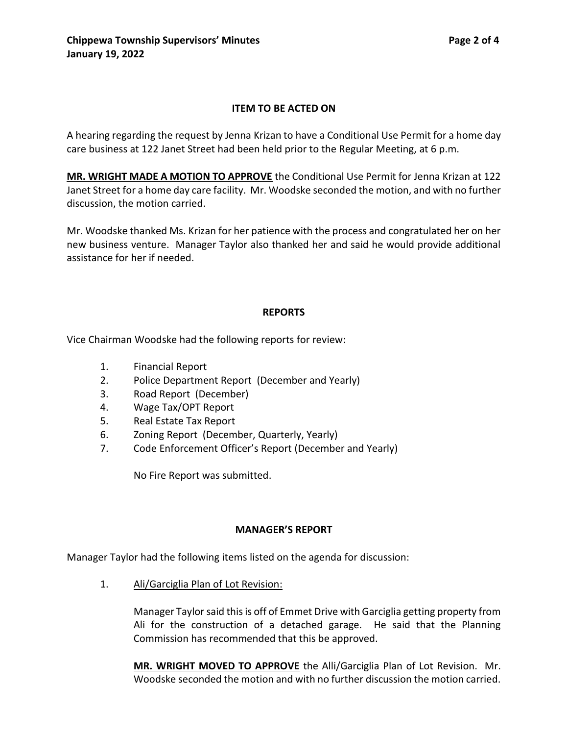## ITEM TO BE ACTED ON

A hearing regarding the request by Jenna Krizan to have a Conditional Use Permit for a home day care business at 122 Janet Street had been held prior to the Regular Meeting, at 6 p.m.

**MR. WRIGHT MADE A MOTION TO APPROVE** the Conditional Use Permit for Jenna Krizan at 122 Janet Street for a home day care facility. Mr. Woodske seconded the motion, and with no further discussion, the motion carried.

Mr. Woodske thanked Ms. Krizan for her patience with the process and congratulated her on her new business venture. Manager Taylor also thanked her and said he would provide additional assistance for her if needed.

## REPORTS

Vice Chairman Woodske had the following reports for review:

1. Financial Report
2. Police Department Report (December and Yearly)
3. Road Report (December)
4. Wage Tax/OPT Report
5. Real Estate Tax Report
6. Zoning Report (December, Quarterly, Yearly)
7. Code Enforcement Officer's Report (December and Yearly)

   No Fire Report was submitted.

## MANAGER'S REPORT

Manager Taylor had the following items listed on the agenda for discussion:

1. Ali/Garciglia Plan of Lot Revision:

   Manager Taylor said this is off of Emmet Drive with Garciglia getting property from Ali for the construction of a detached garage. He said that the Planning Commission has recommended that this be approved.

   **MR. WRIGHT MOVED TO APPROVE** the Alli/Garciglia Plan of Lot Revision. Mr. Woodske seconded the motion and with no further discussion the motion carried.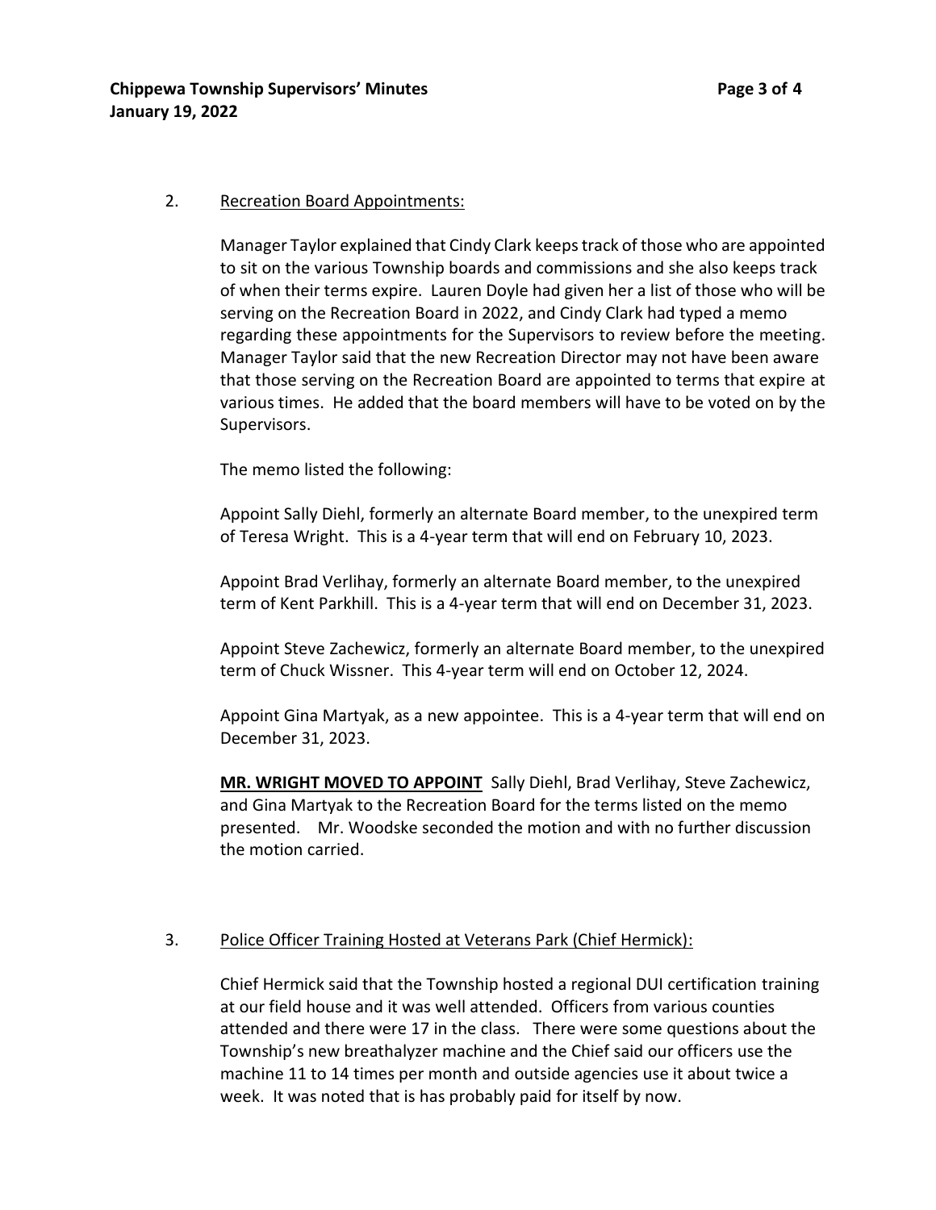2. <u>Recreation Board Appointments:</u>

Manager Taylor explained that Cindy Clark keeps track of those who are appointed to sit on the various Township boards and commissions and she also keeps track of when their terms expire. Lauren Doyle had given her a list of those who will be serving on the Recreation Board in 2022, and Cindy Clark had typed a memo regarding these appointments for the Supervisors to review before the meeting. Manager Taylor said that the new Recreation Director may not have been aware that those serving on the Recreation Board are appointed to terms that expire at various times. He added that the board members will have to be voted on by the Supervisors.

The memo listed the following:

Appoint Sally Diehl, formerly an alternate Board member, to the unexpired term of Teresa Wright. This is a 4-year term that will end on February 10, 2023.

Appoint Brad Verlihay, formerly an alternate Board member, to the unexpired term of Kent Parkhill. This is a 4-year term that will end on December 31, 2023.

Appoint Steve Zachewicz, formerly an alternate Board member, to the unexpired term of Chuck Wissner. This 4-year term will end on October 12, 2024.

Appoint Gina Martyak, as a new appointee. This is a 4-year term that will end on December 31, 2023.

**<u>MR. WRIGHT MOVED TO APPOINT</u>** Sally Diehl, Brad Verlihay, Steve Zachewicz, and Gina Martyak to the Recreation Board for the terms listed on the memo presented. Mr. Woodske seconded the motion and with no further discussion the motion carried.

3. <u>Police Officer Training Hosted at Veterans Park (Chief Hermick):</u>

Chief Hermick said that the Township hosted a regional DUI certification training at our field house and it was well attended. Officers from various counties attended and there were 17 in the class. There were some questions about the Township's new breathalyzer machine and the Chief said our officers use the machine 11 to 14 times per month and outside agencies use it about twice a week. It was noted that is has probably paid for itself by now.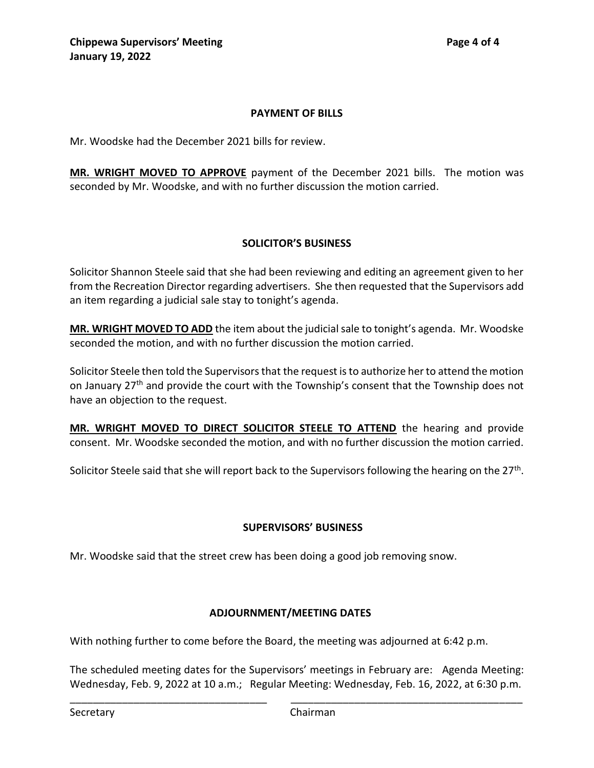## PAYMENT OF BILLS

Mr. Woodske had the December 2021 bills for review.

**MR. WRIGHT MOVED TO APPROVE** payment of the December 2021 bills. The motion was seconded by Mr. Woodske, and with no further discussion the motion carried.

## SOLICITOR'S BUSINESS

Solicitor Shannon Steele said that she had been reviewing and editing an agreement given to her from the Recreation Director regarding advertisers. She then requested that the Supervisors add an item regarding a judicial sale stay to tonight's agenda.

**MR. WRIGHT MOVED TO ADD** the item about the judicial sale to tonight's agenda. Mr. Woodske seconded the motion, and with no further discussion the motion carried.

Solicitor Steele then told the Supervisors that the request is to authorize her to attend the motion on January 27th and provide the court with the Township's consent that the Township does not have an objection to the request.

**MR. WRIGHT MOVED TO DIRECT SOLICITOR STEELE TO ATTEND** the hearing and provide consent. Mr. Woodske seconded the motion, and with no further discussion the motion carried.

Solicitor Steele said that she will report back to the Supervisors following the hearing on the 27th.

## SUPERVISORS' BUSINESS

Mr. Woodske said that the street crew has been doing a good job removing snow.

## ADJOURNMENT/MEETING DATES

With nothing further to come before the Board, the meeting was adjourned at 6:42 p.m.

The scheduled meeting dates for the Supervisors' meetings in February are: Agenda Meeting: Wednesday, Feb. 9, 2022 at 10 a.m.; Regular Meeting: Wednesday, Feb. 16, 2022, at 6:30 p.m.

\_\_\_\_\_\_\_\_\_\_\_\_\_\_\_\_\_\_\_\_\_\_\_\_\_\_\_\_\_\_\_\_\_\_ \_\_\_\_\_\_\_\_\_\_\_\_\_\_\_\_\_\_\_\_\_\_\_\_\_\_\_\_\_\_\_\_\_\_

Secretary Chairman